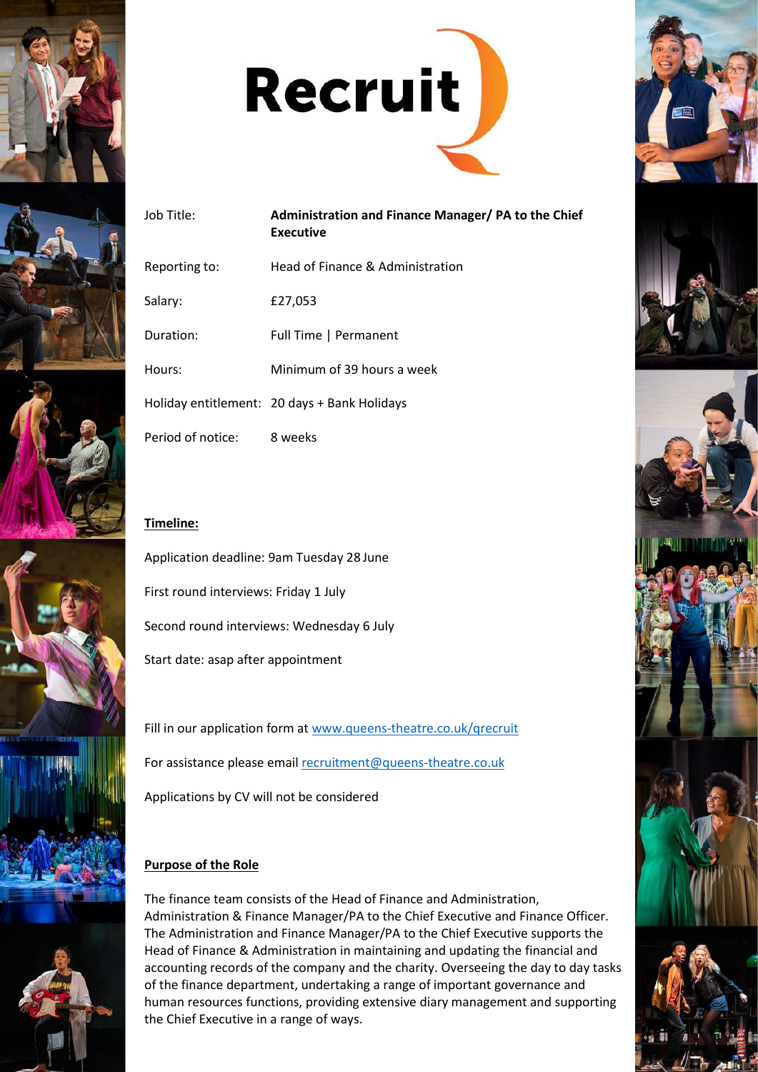# Recruit

| | |
|---|---|
| Job Title: | **Administration and Finance Manager/ PA to the Chief Executive** |
| Reporting to: | Head of Finance & Administration |
| Salary: | £27,053 |
| Duration: | Full Time \| Permanent |
| Hours: | Minimum of 39 hours a week |
| Holiday entitlement: | 20 days + Bank Holidays |
| Period of notice: | 8 weeks |

**Timeline:**

Application deadline: 9am Tuesday 28 June

First round interviews: Friday 1 July

Second round interviews: Wednesday 6 July

Start date: asap after appointment

Fill in our application form at [www.queens-theatre.co.uk/qrecruit](www.queens-theatre.co.uk/qrecruit)

For assistance please email [recruitment@queens-theatre.co.uk](mailto:recruitment@queens-theatre.co.uk)

Applications by CV will not be considered

**Purpose of the Role**

The finance team consists of the Head of Finance and Administration, Administration & Finance Manager/PA to the Chief Executive and Finance Officer. The Administration and Finance Manager/PA to the Chief Executive supports the Head of Finance & Administration in maintaining and updating the financial and accounting records of the company and the charity. Overseeing the day to day tasks of the finance department, undertaking a range of important governance and human resources functions, providing extensive diary management and supporting the Chief Executive in a range of ways.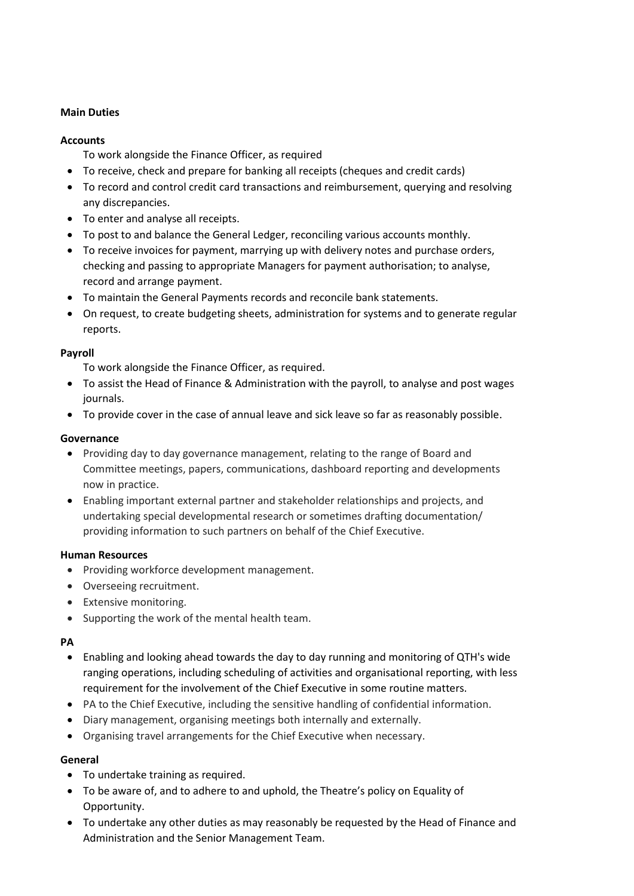**Main Duties**

**Accounts**

To work alongside the Finance Officer, as required

- To receive, check and prepare for banking all receipts (cheques and credit cards)
- To record and control credit card transactions and reimbursement, querying and resolving any discrepancies.
- To enter and analyse all receipts.
- To post to and balance the General Ledger, reconciling various accounts monthly.
- To receive invoices for payment, marrying up with delivery notes and purchase orders, checking and passing to appropriate Managers for payment authorisation; to analyse, record and arrange payment.
- To maintain the General Payments records and reconcile bank statements.
- On request, to create budgeting sheets, administration for systems and to generate regular reports.

**Payroll**

To work alongside the Finance Officer, as required.

- To assist the Head of Finance & Administration with the payroll, to analyse and post wages journals.
- To provide cover in the case of annual leave and sick leave so far as reasonably possible.

**Governance**

- Providing day to day governance management, relating to the range of Board and Committee meetings, papers, communications, dashboard reporting and developments now in practice.
- Enabling important external partner and stakeholder relationships and projects, and undertaking special developmental research or sometimes drafting documentation/ providing information to such partners on behalf of the Chief Executive.

**Human Resources**

- Providing workforce development management.
- Overseeing recruitment.
- Extensive monitoring.
- Supporting the work of the mental health team.

**PA**

- Enabling and looking ahead towards the day to day running and monitoring of QTH's wide ranging operations, including scheduling of activities and organisational reporting, with less requirement for the involvement of the Chief Executive in some routine matters.
- PA to the Chief Executive, including the sensitive handling of confidential information.
- Diary management, organising meetings both internally and externally.
- Organising travel arrangements for the Chief Executive when necessary.

**General**

- To undertake training as required.
- To be aware of, and to adhere to and uphold, the Theatre's policy on Equality of Opportunity.
- To undertake any other duties as may reasonably be requested by the Head of Finance and Administration and the Senior Management Team.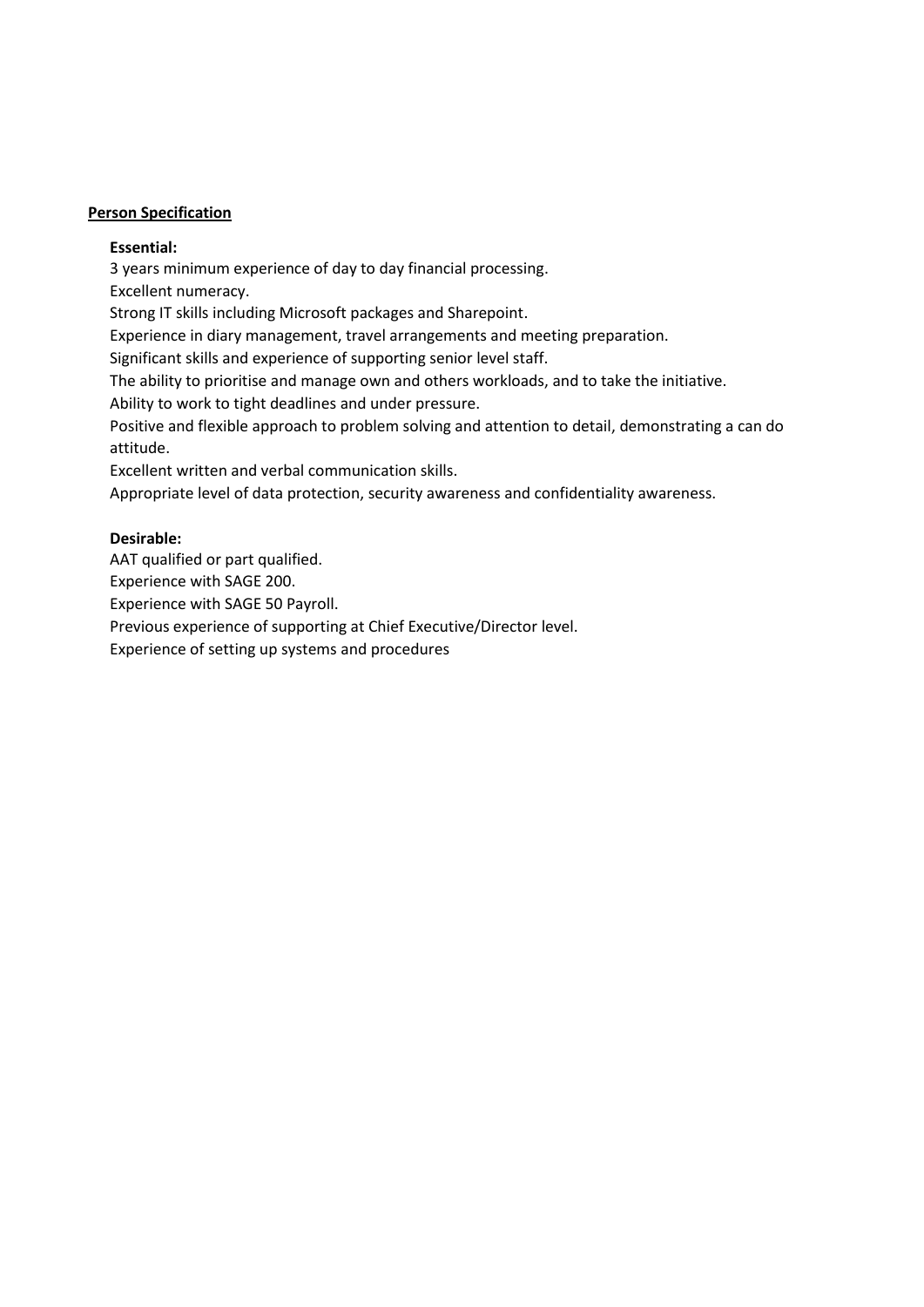**Person Specification**

**Essential:**

3 years minimum experience of day to day financial processing.
Excellent numeracy.
Strong IT skills including Microsoft packages and Sharepoint.
Experience in diary management, travel arrangements and meeting preparation.
Significant skills and experience of supporting senior level staff.
The ability to prioritise and manage own and others workloads, and to take the initiative.
Ability to work to tight deadlines and under pressure.
Positive and flexible approach to problem solving and attention to detail, demonstrating a can do attitude.
Excellent written and verbal communication skills.
Appropriate level of data protection, security awareness and confidentiality awareness.

**Desirable:**

AAT qualified or part qualified.
Experience with SAGE 200.
Experience with SAGE 50 Payroll.
Previous experience of supporting at Chief Executive/Director level.
Experience of setting up systems and procedures